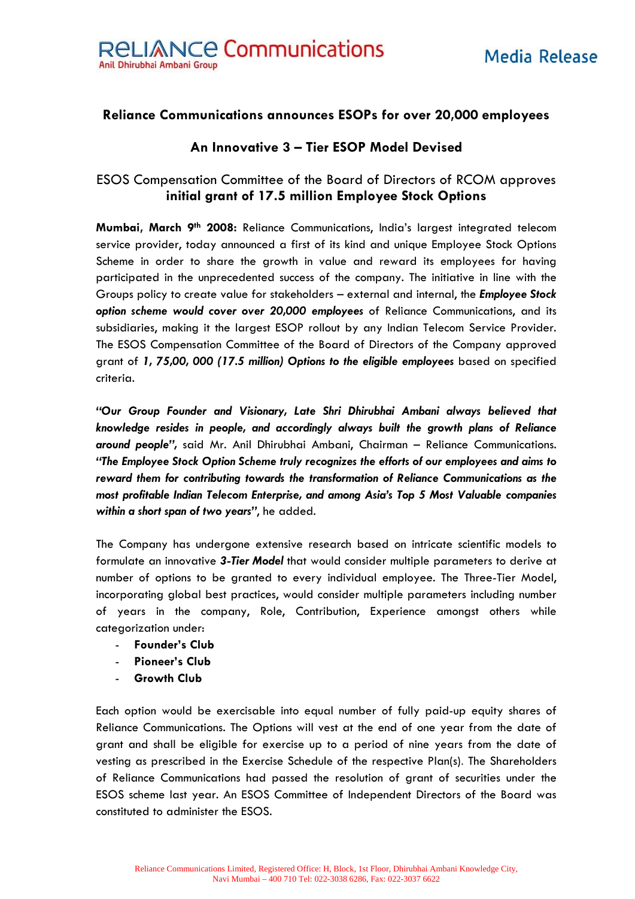# Reliance Communications announces ESOPs for over 20,000 employees

## An Innovative 3 – Tier ESOP Model Devised

ESOS Compensation Committee of the Board of Directors of RCOM approves **initial grant of 17.5 million Employee Stock Options**

**Mumbai, March 9th 2008:** Reliance Communications, India's largest integrated telecom service provider, today announced a first of its kind and unique Employee Stock Options Scheme in order to share the growth in value and reward its employees for having participated in the unprecedented success of the company. The initiative in line with the Groups policy to create value for stakeholders – external and internal, the ***Employee Stock option scheme would cover over 20,000 employees*** of Reliance Communications, and its subsidiaries, making it the largest ESOP rollout by any Indian Telecom Service Provider. The ESOS Compensation Committee of the Board of Directors of the Company approved grant of ***1, 75,00, 000 (17.5 million) Options to the eligible employees*** based on specified criteria.

***"Our Group Founder and Visionary, Late Shri Dhirubhai Ambani always believed that knowledge resides in people, and accordingly always built the growth plans of Reliance around people"***, said Mr. Anil Dhirubhai Ambani, Chairman – Reliance Communications. ***"The Employee Stock Option Scheme truly recognizes the efforts of our employees and aims to reward them for contributing towards the transformation of Reliance Communications as the most profitable Indian Telecom Enterprise, and among Asia's Top 5 Most Valuable companies within a short span of two years"***, he added.

The Company has undergone extensive research based on intricate scientific models to formulate an innovative ***3-Tier Model*** that would consider multiple parameters to derive at number of options to be granted to every individual employee. The Three-Tier Model, incorporating global best practices, would consider multiple parameters including number of years in the company, Role, Contribution, Experience amongst others while categorization under:

- **Founder's Club**
- **Pioneer's Club**
- **Growth Club**

Each option would be exercisable into equal number of fully paid-up equity shares of Reliance Communications. The Options will vest at the end of one year from the date of grant and shall be eligible for exercise up to a period of nine years from the date of vesting as prescribed in the Exercise Schedule of the respective Plan(s). The Shareholders of Reliance Communications had passed the resolution of grant of securities under the ESOS scheme last year. An ESOS Committee of Independent Directors of the Board was constituted to administer the ESOS.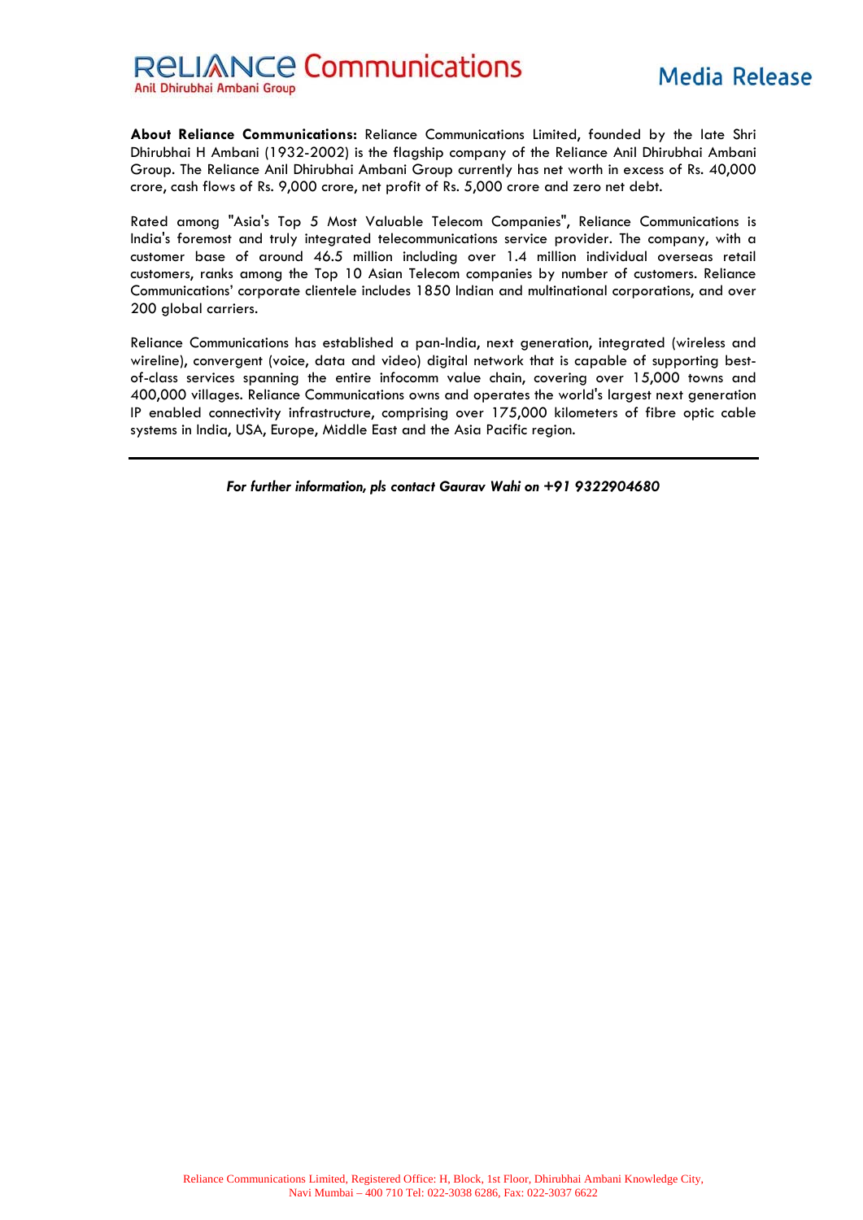**About Reliance Communications:** Reliance Communications Limited, founded by the late Shri Dhirubhai H Ambani (1932-2002) is the flagship company of the Reliance Anil Dhirubhai Ambani Group. The Reliance Anil Dhirubhai Ambani Group currently has net worth in excess of Rs. 40,000 crore, cash flows of Rs. 9,000 crore, net profit of Rs. 5,000 crore and zero net debt.

Rated among "Asia's Top 5 Most Valuable Telecom Companies", Reliance Communications is India's foremost and truly integrated telecommunications service provider. The company, with a customer base of around 46.5 million including over 1.4 million individual overseas retail customers, ranks among the Top 10 Asian Telecom companies by number of customers. Reliance Communications' corporate clientele includes 1850 Indian and multinational corporations, and over 200 global carriers.

Reliance Communications has established a pan-India, next generation, integrated (wireless and wireline), convergent (voice, data and video) digital network that is capable of supporting best-of-class services spanning the entire infocomm value chain, covering over 15,000 towns and 400,000 villages. Reliance Communications owns and operates the world's largest next generation IP enabled connectivity infrastructure, comprising over 175,000 kilometers of fibre optic cable systems in India, USA, Europe, Middle East and the Asia Pacific region.

---

***For further information, pls contact Gaurav Wahi on +91 9322904680***

Reliance Communications Limited, Registered Office: H, Block, 1st Floor, Dhirubhai Ambani Knowledge City, Navi Mumbai – 400 710 Tel: 022-3038 6286, Fax: 022-3037 6622